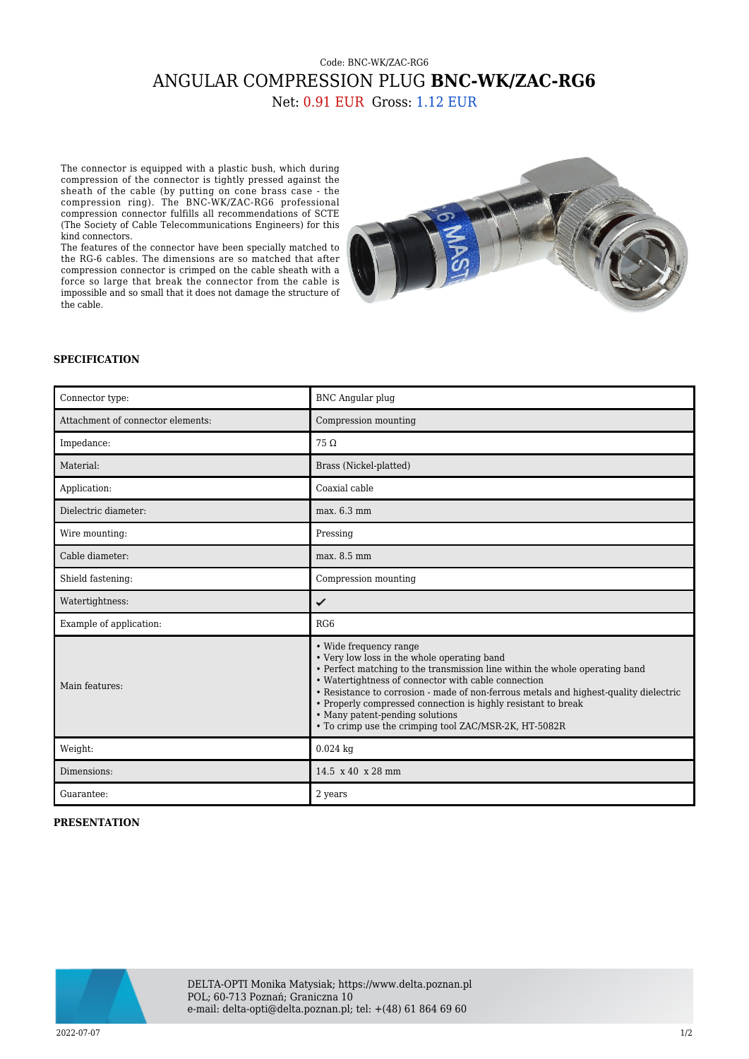Code: BNC-WK/ZAC-RG6

# ANGULAR COMPRESSION PLUG **BNC-WK/ZAC-RG6**

Net: 0.91 EUR Gross: 1.12 EUR

The connector is equipped with a plastic bush, which during compression of the connector is tightly pressed against the sheath of the cable (by putting on cone brass case - the compression ring). The BNC-WK/ZAC-RG6 professional compression connector fulfills all recommendations of SCTE (The Society of Cable Telecommunications Engineers) for this kind connectors.
The features of the connector have been specially matched to the RG-6 cables. The dimensions are so matched that after compression connector is crimped on the cable sheath with a force so large that break the connector from the cable is impossible and so small that it does not damage the structure of the cable.

## SPECIFICATION

| | |
|---|---|
| Connector type: | BNC Angular plug |
| Attachment of connector elements: | Compression mounting |
| Impedance: | 75 Ω |
| Material: | Brass (Nickel-platted) |
| Application: | Coaxial cable |
| Dielectric diameter: | max. 6.3 mm |
| Wire mounting: | Pressing |
| Cable diameter: | max. 8.5 mm |
| Shield fastening: | Compression mounting |
| Watertightness: | ✔ |
| Example of application: | RG6 |
| Main features: | • Wide frequency range<br>• Very low loss in the whole operating band<br>• Perfect matching to the transmission line within the whole operating band<br>• Watertightness of connector with cable connection<br>• Resistance to corrosion - made of non-ferrous metals and highest-quality dielectric<br>• Properly compressed connection is highly resistant to break<br>• Many patent-pending solutions<br>• To crimp use the crimping tool ZAC/MSR-2K, HT-5082R |
| Weight: | 0.024 kg |
| Dimensions: | 14.5 x 40 x 28 mm |
| Guarantee: | 2 years |

## PRESENTATION

DELTA-OPTI Monika Matysiak; https://www.delta.poznan.pl
POL; 60-713 Poznań; Graniczna 10
e-mail: delta-opti@delta.poznan.pl; tel: +(48) 61 864 69 60